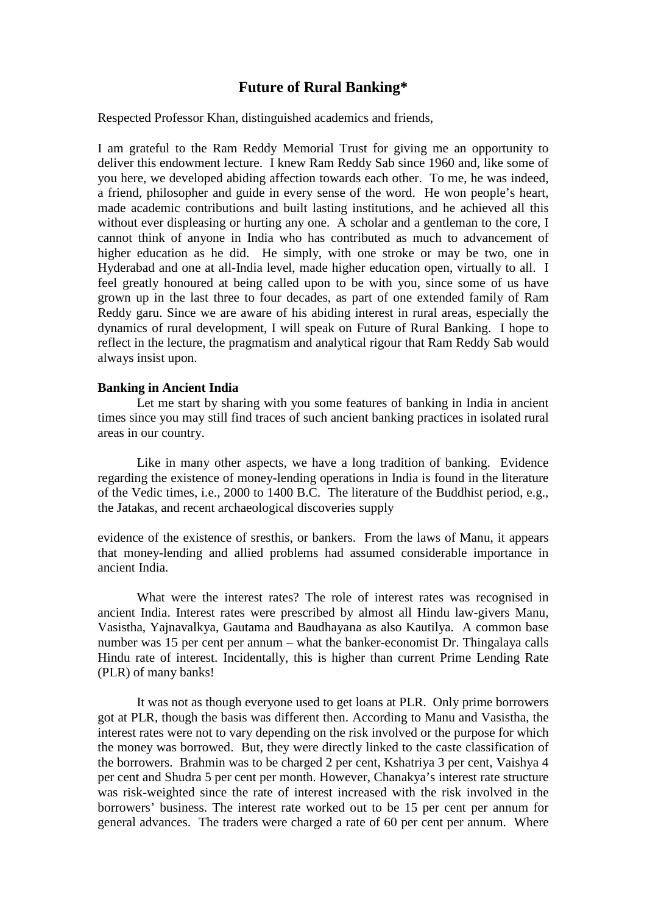# Future of Rural Banking*

Respected Professor Khan, distinguished academics and friends,

I am grateful to the Ram Reddy Memorial Trust for giving me an opportunity to deliver this endowment lecture. I knew Ram Reddy Sab since 1960 and, like some of you here, we developed abiding affection towards each other. To me, he was indeed, a friend, philosopher and guide in every sense of the word. He won people's heart, made academic contributions and built lasting institutions, and he achieved all this without ever displeasing or hurting any one. A scholar and a gentleman to the core, I cannot think of anyone in India who has contributed as much to advancement of higher education as he did. He simply, with one stroke or may be two, one in Hyderabad and one at all-India level, made higher education open, virtually to all. I feel greatly honoured at being called upon to be with you, since some of us have grown up in the last three to four decades, as part of one extended family of Ram Reddy garu. Since we are aware of his abiding interest in rural areas, especially the dynamics of rural development, I will speak on Future of Rural Banking. I hope to reflect in the lecture, the pragmatism and analytical rigour that Ram Reddy Sab would always insist upon.

**Banking in Ancient India**

Let me start by sharing with you some features of banking in India in ancient times since you may still find traces of such ancient banking practices in isolated rural areas in our country.

Like in many other aspects, we have a long tradition of banking. Evidence regarding the existence of money-lending operations in India is found in the literature of the Vedic times, i.e., 2000 to 1400 B.C. The literature of the Buddhist period, e.g., the Jatakas, and recent archaeological discoveries supply evidence of the existence of sresthis, or bankers. From the laws of Manu, it appears that money-lending and allied problems had assumed considerable importance in ancient India.

What were the interest rates? The role of interest rates was recognised in ancient India. Interest rates were prescribed by almost all Hindu law-givers Manu, Vasistha, Yajnavalkya, Gautama and Baudhayana as also Kautilya. A common base number was 15 per cent per annum – what the banker-economist Dr. Thingalaya calls Hindu rate of interest. Incidentally, this is higher than current Prime Lending Rate (PLR) of many banks!

It was not as though everyone used to get loans at PLR. Only prime borrowers got at PLR, though the basis was different then. According to Manu and Vasistha, the interest rates were not to vary depending on the risk involved or the purpose for which the money was borrowed. But, they were directly linked to the caste classification of the borrowers. Brahmin was to be charged 2 per cent, Kshatriya 3 per cent, Vaishya 4 per cent and Shudra 5 per cent per month. However, Chanakya's interest rate structure was risk-weighted since the rate of interest increased with the risk involved in the borrowers' business. The interest rate worked out to be 15 per cent per annum for general advances. The traders were charged a rate of 60 per cent per annum. Where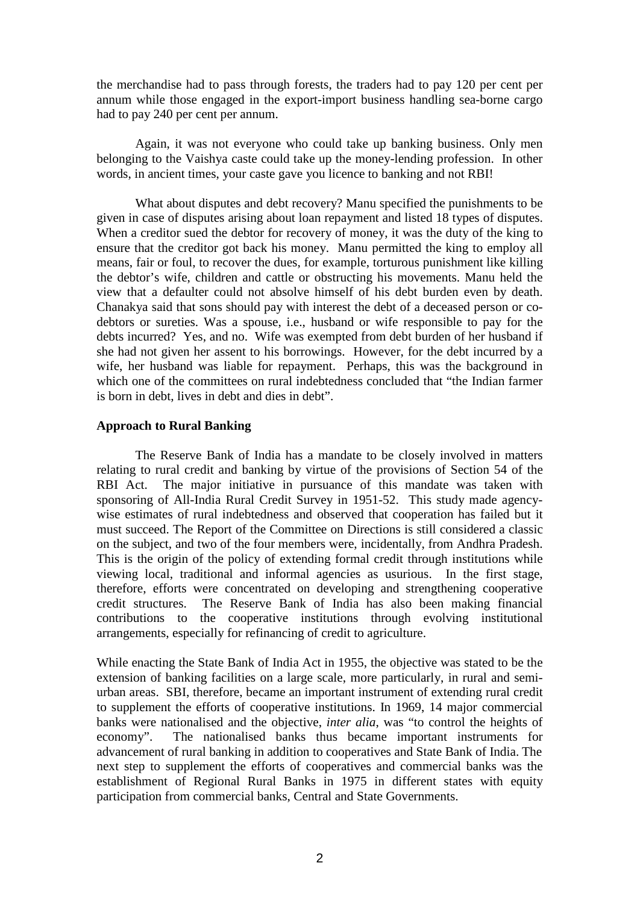the merchandise had to pass through forests, the traders had to pay 120 per cent per annum while those engaged in the export-import business handling sea-borne cargo had to pay 240 per cent per annum.

Again, it was not everyone who could take up banking business. Only men belonging to the Vaishya caste could take up the money-lending profession. In other words, in ancient times, your caste gave you licence to banking and not RBI!

What about disputes and debt recovery? Manu specified the punishments to be given in case of disputes arising about loan repayment and listed 18 types of disputes. When a creditor sued the debtor for recovery of money, it was the duty of the king to ensure that the creditor got back his money. Manu permitted the king to employ all means, fair or foul, to recover the dues, for example, torturous punishment like killing the debtor's wife, children and cattle or obstructing his movements. Manu held the view that a defaulter could not absolve himself of his debt burden even by death. Chanakya said that sons should pay with interest the debt of a deceased person or co-debtors or sureties. Was a spouse, i.e., husband or wife responsible to pay for the debts incurred? Yes, and no. Wife was exempted from debt burden of her husband if she had not given her assent to his borrowings. However, for the debt incurred by a wife, her husband was liable for repayment. Perhaps, this was the background in which one of the committees on rural indebtedness concluded that "the Indian farmer is born in debt, lives in debt and dies in debt".

**Approach to Rural Banking**

The Reserve Bank of India has a mandate to be closely involved in matters relating to rural credit and banking by virtue of the provisions of Section 54 of the RBI Act. The major initiative in pursuance of this mandate was taken with sponsoring of All-India Rural Credit Survey in 1951-52. This study made agency-wise estimates of rural indebtedness and observed that cooperation has failed but it must succeed. The Report of the Committee on Directions is still considered a classic on the subject, and two of the four members were, incidentally, from Andhra Pradesh. This is the origin of the policy of extending formal credit through institutions while viewing local, traditional and informal agencies as usurious. In the first stage, therefore, efforts were concentrated on developing and strengthening cooperative credit structures. The Reserve Bank of India has also been making financial contributions to the cooperative institutions through evolving institutional arrangements, especially for refinancing of credit to agriculture.

While enacting the State Bank of India Act in 1955, the objective was stated to be the extension of banking facilities on a large scale, more particularly, in rural and semi-urban areas. SBI, therefore, became an important instrument of extending rural credit to supplement the efforts of cooperative institutions. In 1969, 14 major commercial banks were nationalised and the objective, *inter alia*, was "to control the heights of economy". The nationalised banks thus became important instruments for advancement of rural banking in addition to cooperatives and State Bank of India. The next step to supplement the efforts of cooperatives and commercial banks was the establishment of Regional Rural Banks in 1975 in different states with equity participation from commercial banks, Central and State Governments.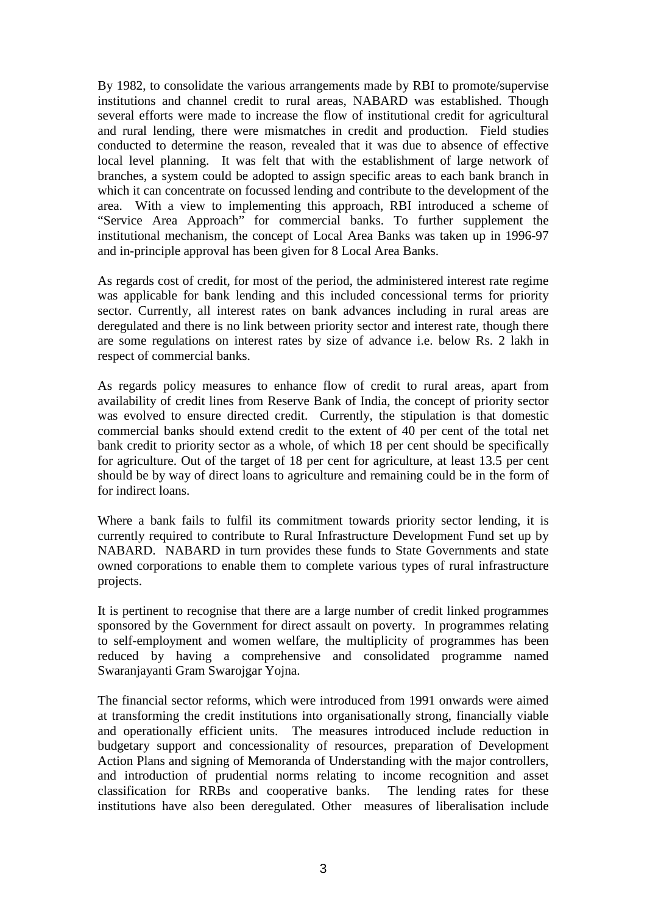By 1982, to consolidate the various arrangements made by RBI to promote/supervise institutions and channel credit to rural areas, NABARD was established. Though several efforts were made to increase the flow of institutional credit for agricultural and rural lending, there were mismatches in credit and production. Field studies conducted to determine the reason, revealed that it was due to absence of effective local level planning. It was felt that with the establishment of large network of branches, a system could be adopted to assign specific areas to each bank branch in which it can concentrate on focussed lending and contribute to the development of the area. With a view to implementing this approach, RBI introduced a scheme of "Service Area Approach" for commercial banks. To further supplement the institutional mechanism, the concept of Local Area Banks was taken up in 1996-97 and in-principle approval has been given for 8 Local Area Banks.

As regards cost of credit, for most of the period, the administered interest rate regime was applicable for bank lending and this included concessional terms for priority sector. Currently, all interest rates on bank advances including in rural areas are deregulated and there is no link between priority sector and interest rate, though there are some regulations on interest rates by size of advance i.e. below Rs. 2 lakh in respect of commercial banks.

As regards policy measures to enhance flow of credit to rural areas, apart from availability of credit lines from Reserve Bank of India, the concept of priority sector was evolved to ensure directed credit. Currently, the stipulation is that domestic commercial banks should extend credit to the extent of 40 per cent of the total net bank credit to priority sector as a whole, of which 18 per cent should be specifically for agriculture. Out of the target of 18 per cent for agriculture, at least 13.5 per cent should be by way of direct loans to agriculture and remaining could be in the form of for indirect loans.

Where a bank fails to fulfil its commitment towards priority sector lending, it is currently required to contribute to Rural Infrastructure Development Fund set up by NABARD. NABARD in turn provides these funds to State Governments and state owned corporations to enable them to complete various types of rural infrastructure projects.

It is pertinent to recognise that there are a large number of credit linked programmes sponsored by the Government for direct assault on poverty. In programmes relating to self-employment and women welfare, the multiplicity of programmes has been reduced by having a comprehensive and consolidated programme named Swaranjayanti Gram Swarojgar Yojna.

The financial sector reforms, which were introduced from 1991 onwards were aimed at transforming the credit institutions into organisationally strong, financially viable and operationally efficient units. The measures introduced include reduction in budgetary support and concessionality of resources, preparation of Development Action Plans and signing of Memoranda of Understanding with the major controllers, and introduction of prudential norms relating to income recognition and asset classification for RRBs and cooperative banks. The lending rates for these institutions have also been deregulated. Other measures of liberalisation include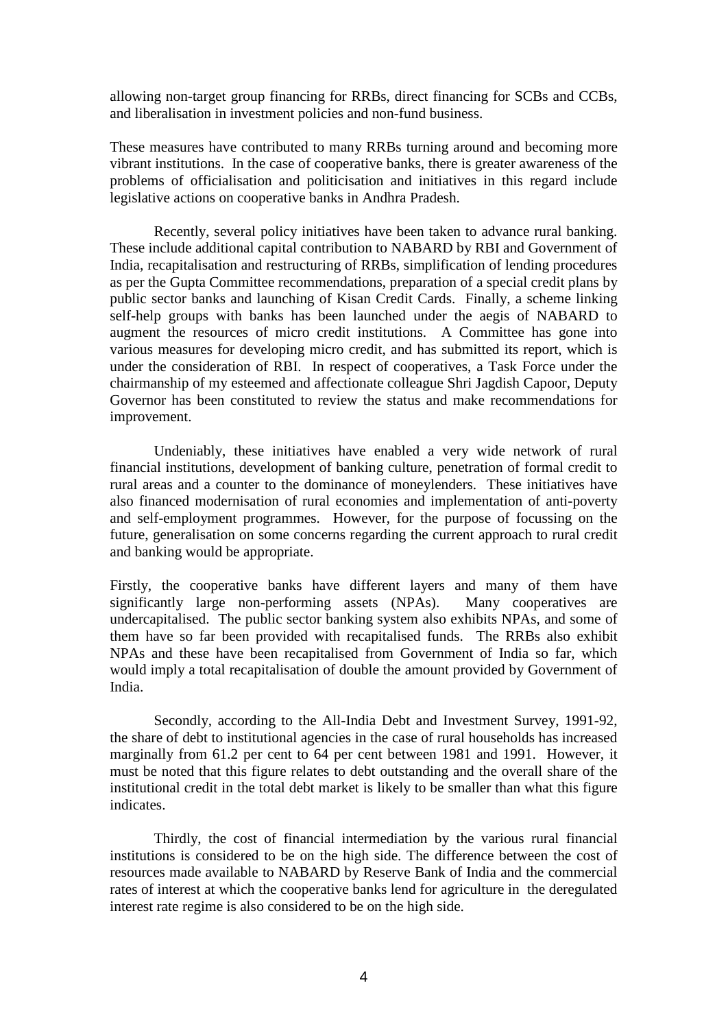allowing non-target group financing for RRBs, direct financing for SCBs and CCBs, and liberalisation in investment policies and non-fund business.

These measures have contributed to many RRBs turning around and becoming more vibrant institutions. In the case of cooperative banks, there is greater awareness of the problems of officialisation and politicisation and initiatives in this regard include legislative actions on cooperative banks in Andhra Pradesh.

Recently, several policy initiatives have been taken to advance rural banking. These include additional capital contribution to NABARD by RBI and Government of India, recapitalisation and restructuring of RRBs, simplification of lending procedures as per the Gupta Committee recommendations, preparation of a special credit plans by public sector banks and launching of Kisan Credit Cards. Finally, a scheme linking self-help groups with banks has been launched under the aegis of NABARD to augment the resources of micro credit institutions. A Committee has gone into various measures for developing micro credit, and has submitted its report, which is under the consideration of RBI. In respect of cooperatives, a Task Force under the chairmanship of my esteemed and affectionate colleague Shri Jagdish Capoor, Deputy Governor has been constituted to review the status and make recommendations for improvement.

Undeniably, these initiatives have enabled a very wide network of rural financial institutions, development of banking culture, penetration of formal credit to rural areas and a counter to the dominance of moneylenders. These initiatives have also financed modernisation of rural economies and implementation of anti-poverty and self-employment programmes. However, for the purpose of focussing on the future, generalisation on some concerns regarding the current approach to rural credit and banking would be appropriate.

Firstly, the cooperative banks have different layers and many of them have significantly large non-performing assets (NPAs). Many cooperatives are undercapitalised. The public sector banking system also exhibits NPAs, and some of them have so far been provided with recapitalised funds. The RRBs also exhibit NPAs and these have been recapitalised from Government of India so far, which would imply a total recapitalisation of double the amount provided by Government of India.

Secondly, according to the All-India Debt and Investment Survey, 1991-92, the share of debt to institutional agencies in the case of rural households has increased marginally from 61.2 per cent to 64 per cent between 1981 and 1991. However, it must be noted that this figure relates to debt outstanding and the overall share of the institutional credit in the total debt market is likely to be smaller than what this figure indicates.

Thirdly, the cost of financial intermediation by the various rural financial institutions is considered to be on the high side. The difference between the cost of resources made available to NABARD by Reserve Bank of India and the commercial rates of interest at which the cooperative banks lend for agriculture in the deregulated interest rate regime is also considered to be on the high side.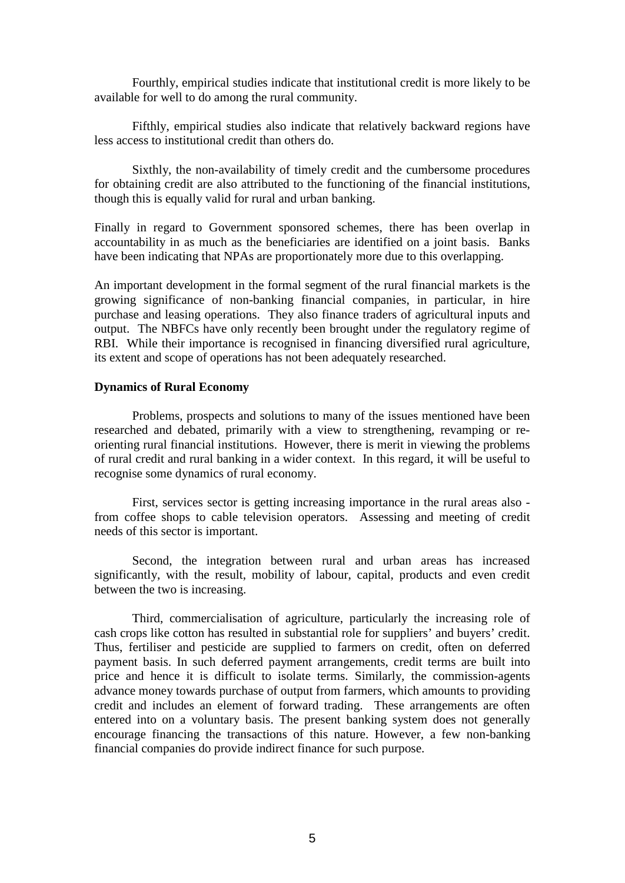Fourthly, empirical studies indicate that institutional credit is more likely to be available for well to do among the rural community.

Fifthly, empirical studies also indicate that relatively backward regions have less access to institutional credit than others do.

Sixthly, the non-availability of timely credit and the cumbersome procedures for obtaining credit are also attributed to the functioning of the financial institutions, though this is equally valid for rural and urban banking.

Finally in regard to Government sponsored schemes, there has been overlap in accountability in as much as the beneficiaries are identified on a joint basis. Banks have been indicating that NPAs are proportionately more due to this overlapping.

An important development in the formal segment of the rural financial markets is the growing significance of non-banking financial companies, in particular, in hire purchase and leasing operations. They also finance traders of agricultural inputs and output. The NBFCs have only recently been brought under the regulatory regime of RBI. While their importance is recognised in financing diversified rural agriculture, its extent and scope of operations has not been adequately researched.

**Dynamics of Rural Economy**

Problems, prospects and solutions to many of the issues mentioned have been researched and debated, primarily with a view to strengthening, revamping or re-orienting rural financial institutions. However, there is merit in viewing the problems of rural credit and rural banking in a wider context. In this regard, it will be useful to recognise some dynamics of rural economy.

First, services sector is getting increasing importance in the rural areas also - from coffee shops to cable television operators. Assessing and meeting of credit needs of this sector is important.

Second, the integration between rural and urban areas has increased significantly, with the result, mobility of labour, capital, products and even credit between the two is increasing.

Third, commercialisation of agriculture, particularly the increasing role of cash crops like cotton has resulted in substantial role for suppliers' and buyers' credit. Thus, fertiliser and pesticide are supplied to farmers on credit, often on deferred payment basis. In such deferred payment arrangements, credit terms are built into price and hence it is difficult to isolate terms. Similarly, the commission-agents advance money towards purchase of output from farmers, which amounts to providing credit and includes an element of forward trading. These arrangements are often entered into on a voluntary basis. The present banking system does not generally encourage financing the transactions of this nature. However, a few non-banking financial companies do provide indirect finance for such purpose.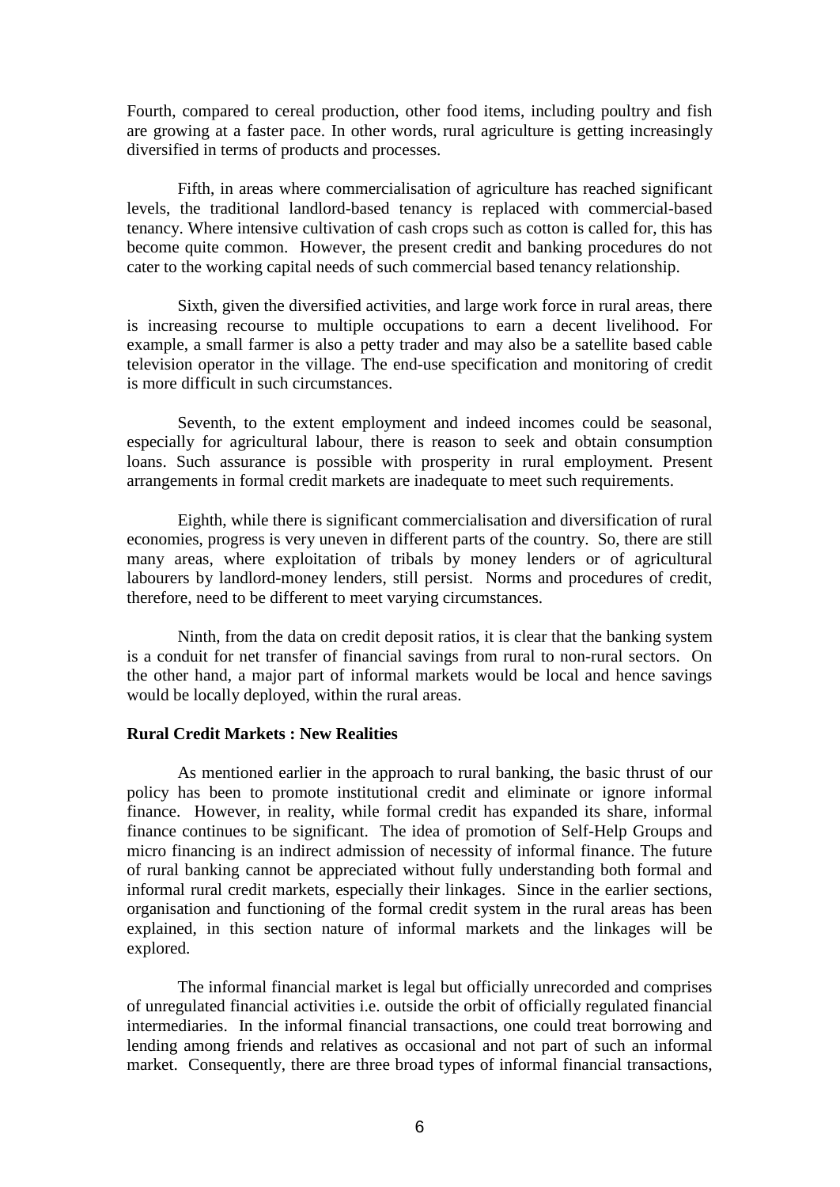Fourth, compared to cereal production, other food items, including poultry and fish are growing at a faster pace. In other words, rural agriculture is getting increasingly diversified in terms of products and processes.

Fifth, in areas where commercialisation of agriculture has reached significant levels, the traditional landlord-based tenancy is replaced with commercial-based tenancy. Where intensive cultivation of cash crops such as cotton is called for, this has become quite common. However, the present credit and banking procedures do not cater to the working capital needs of such commercial based tenancy relationship.

Sixth, given the diversified activities, and large work force in rural areas, there is increasing recourse to multiple occupations to earn a decent livelihood. For example, a small farmer is also a petty trader and may also be a satellite based cable television operator in the village. The end-use specification and monitoring of credit is more difficult in such circumstances.

Seventh, to the extent employment and indeed incomes could be seasonal, especially for agricultural labour, there is reason to seek and obtain consumption loans. Such assurance is possible with prosperity in rural employment. Present arrangements in formal credit markets are inadequate to meet such requirements.

Eighth, while there is significant commercialisation and diversification of rural economies, progress is very uneven in different parts of the country. So, there are still many areas, where exploitation of tribals by money lenders or of agricultural labourers by landlord-money lenders, still persist. Norms and procedures of credit, therefore, need to be different to meet varying circumstances.

Ninth, from the data on credit deposit ratios, it is clear that the banking system is a conduit for net transfer of financial savings from rural to non-rural sectors. On the other hand, a major part of informal markets would be local and hence savings would be locally deployed, within the rural areas.

**Rural Credit Markets : New Realities**

As mentioned earlier in the approach to rural banking, the basic thrust of our policy has been to promote institutional credit and eliminate or ignore informal finance. However, in reality, while formal credit has expanded its share, informal finance continues to be significant. The idea of promotion of Self-Help Groups and micro financing is an indirect admission of necessity of informal finance. The future of rural banking cannot be appreciated without fully understanding both formal and informal rural credit markets, especially their linkages. Since in the earlier sections, organisation and functioning of the formal credit system in the rural areas has been explained, in this section nature of informal markets and the linkages will be explored.

The informal financial market is legal but officially unrecorded and comprises of unregulated financial activities i.e. outside the orbit of officially regulated financial intermediaries. In the informal financial transactions, one could treat borrowing and lending among friends and relatives as occasional and not part of such an informal market. Consequently, there are three broad types of informal financial transactions,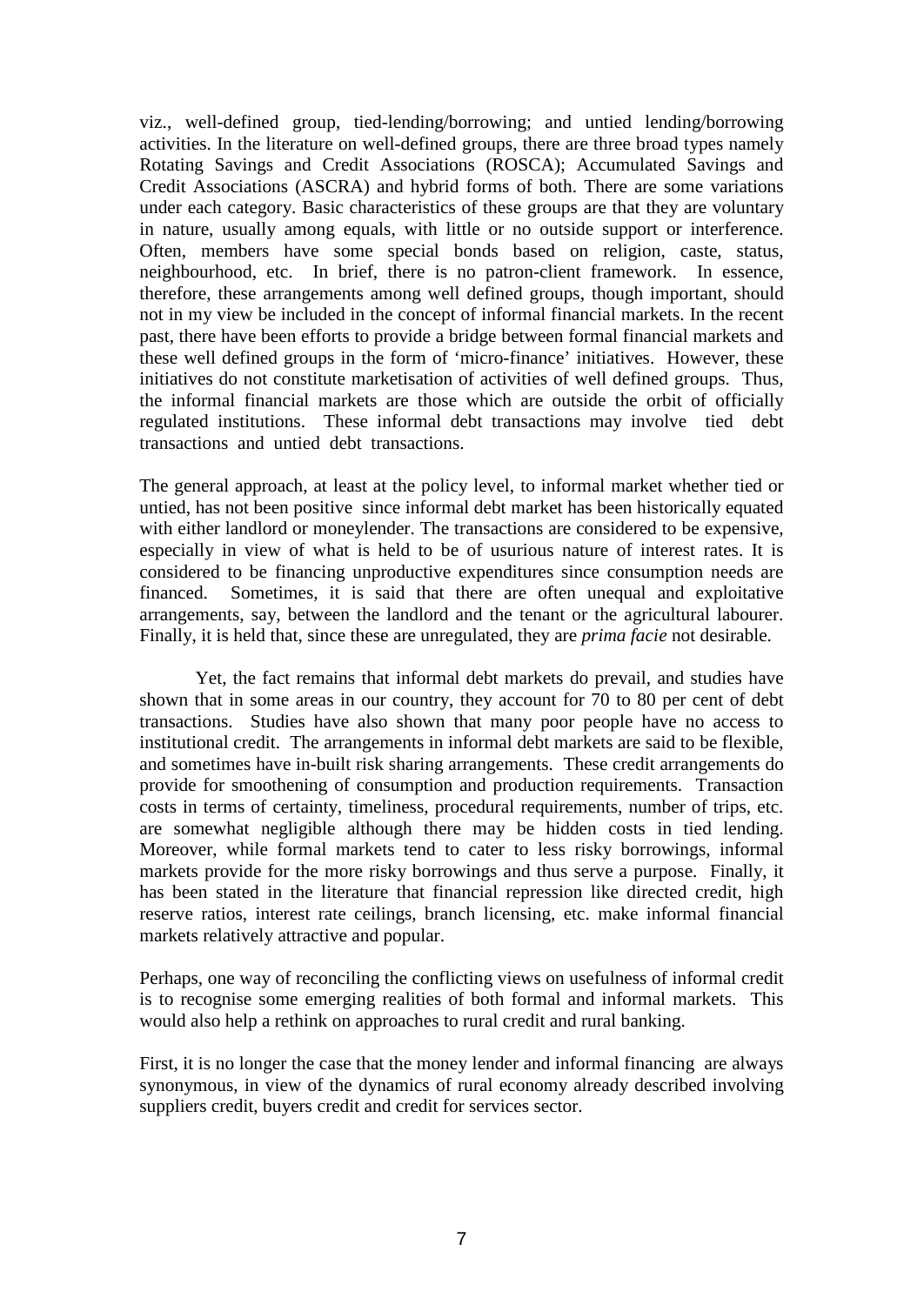viz., well-defined group, tied-lending/borrowing; and untied lending/borrowing activities. In the literature on well-defined groups, there are three broad types namely Rotating Savings and Credit Associations (ROSCA); Accumulated Savings and Credit Associations (ASCRA) and hybrid forms of both. There are some variations under each category. Basic characteristics of these groups are that they are voluntary in nature, usually among equals, with little or no outside support or interference. Often, members have some special bonds based on religion, caste, status, neighbourhood, etc. In brief, there is no patron-client framework. In essence, therefore, these arrangements among well defined groups, though important, should not in my view be included in the concept of informal financial markets. In the recent past, there have been efforts to provide a bridge between formal financial markets and these well defined groups in the form of 'micro-finance' initiatives. However, these initiatives do not constitute marketisation of activities of well defined groups. Thus, the informal financial markets are those which are outside the orbit of officially regulated institutions. These informal debt transactions may involve tied debt transactions and untied debt transactions.

The general approach, at least at the policy level, to informal market whether tied or untied, has not been positive since informal debt market has been historically equated with either landlord or moneylender. The transactions are considered to be expensive, especially in view of what is held to be of usurious nature of interest rates. It is considered to be financing unproductive expenditures since consumption needs are financed. Sometimes, it is said that there are often unequal and exploitative arrangements, say, between the landlord and the tenant or the agricultural labourer. Finally, it is held that, since these are unregulated, they are *prima facie* not desirable.

Yet, the fact remains that informal debt markets do prevail, and studies have shown that in some areas in our country, they account for 70 to 80 per cent of debt transactions. Studies have also shown that many poor people have no access to institutional credit. The arrangements in informal debt markets are said to be flexible, and sometimes have in-built risk sharing arrangements. These credit arrangements do provide for smoothening of consumption and production requirements. Transaction costs in terms of certainty, timeliness, procedural requirements, number of trips, etc. are somewhat negligible although there may be hidden costs in tied lending. Moreover, while formal markets tend to cater to less risky borrowings, informal markets provide for the more risky borrowings and thus serve a purpose. Finally, it has been stated in the literature that financial repression like directed credit, high reserve ratios, interest rate ceilings, branch licensing, etc. make informal financial markets relatively attractive and popular.

Perhaps, one way of reconciling the conflicting views on usefulness of informal credit is to recognise some emerging realities of both formal and informal markets. This would also help a rethink on approaches to rural credit and rural banking.

First, it is no longer the case that the money lender and informal financing are always synonymous, in view of the dynamics of rural economy already described involving suppliers credit, buyers credit and credit for services sector.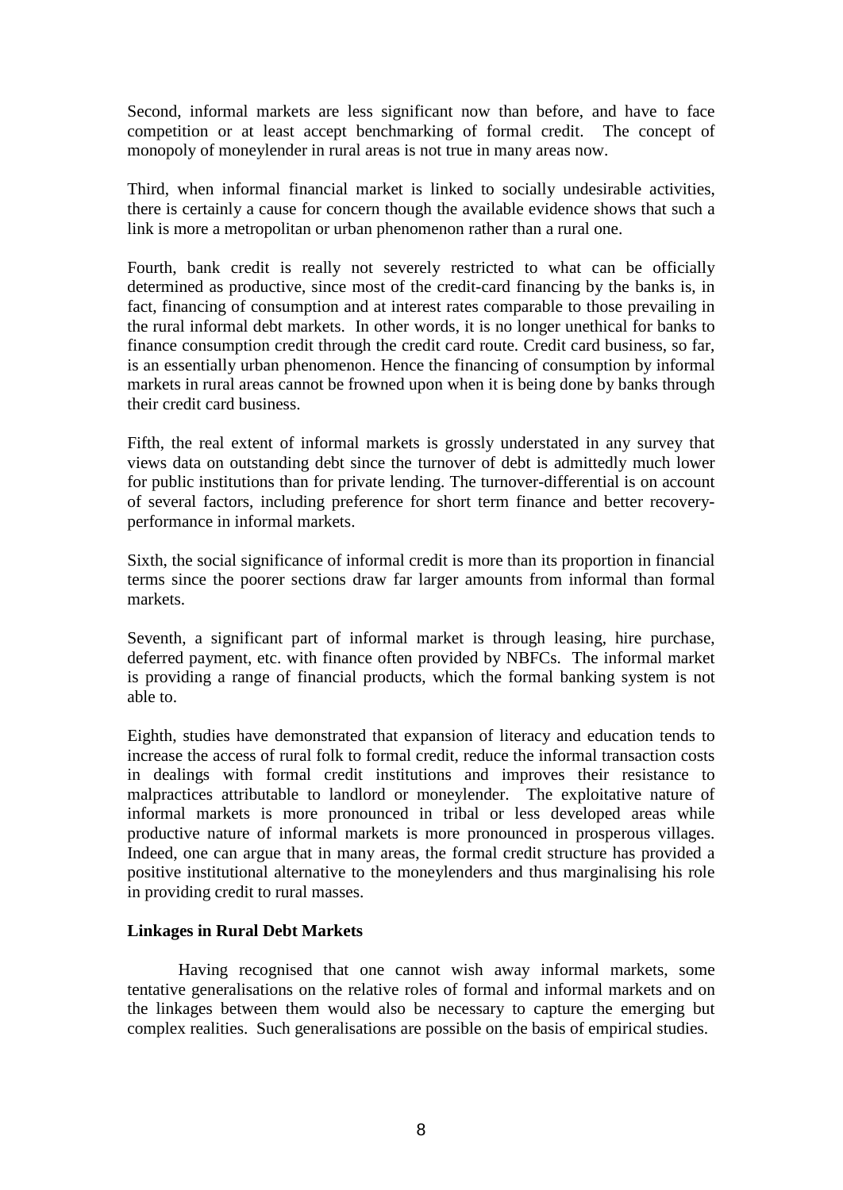Second, informal markets are less significant now than before, and have to face competition or at least accept benchmarking of formal credit. The concept of monopoly of moneylender in rural areas is not true in many areas now.

Third, when informal financial market is linked to socially undesirable activities, there is certainly a cause for concern though the available evidence shows that such a link is more a metropolitan or urban phenomenon rather than a rural one.

Fourth, bank credit is really not severely restricted to what can be officially determined as productive, since most of the credit-card financing by the banks is, in fact, financing of consumption and at interest rates comparable to those prevailing in the rural informal debt markets. In other words, it is no longer unethical for banks to finance consumption credit through the credit card route. Credit card business, so far, is an essentially urban phenomenon. Hence the financing of consumption by informal markets in rural areas cannot be frowned upon when it is being done by banks through their credit card business.

Fifth, the real extent of informal markets is grossly understated in any survey that views data on outstanding debt since the turnover of debt is admittedly much lower for public institutions than for private lending. The turnover-differential is on account of several factors, including preference for short term finance and better recovery-performance in informal markets.

Sixth, the social significance of informal credit is more than its proportion in financial terms since the poorer sections draw far larger amounts from informal than formal markets.

Seventh, a significant part of informal market is through leasing, hire purchase, deferred payment, etc. with finance often provided by NBFCs. The informal market is providing a range of financial products, which the formal banking system is not able to.

Eighth, studies have demonstrated that expansion of literacy and education tends to increase the access of rural folk to formal credit, reduce the informal transaction costs in dealings with formal credit institutions and improves their resistance to malpractices attributable to landlord or moneylender. The exploitative nature of informal markets is more pronounced in tribal or less developed areas while productive nature of informal markets is more pronounced in prosperous villages. Indeed, one can argue that in many areas, the formal credit structure has provided a positive institutional alternative to the moneylenders and thus marginalising his role in providing credit to rural masses.

**Linkages in Rural Debt Markets**

Having recognised that one cannot wish away informal markets, some tentative generalisations on the relative roles of formal and informal markets and on the linkages between them would also be necessary to capture the emerging but complex realities. Such generalisations are possible on the basis of empirical studies.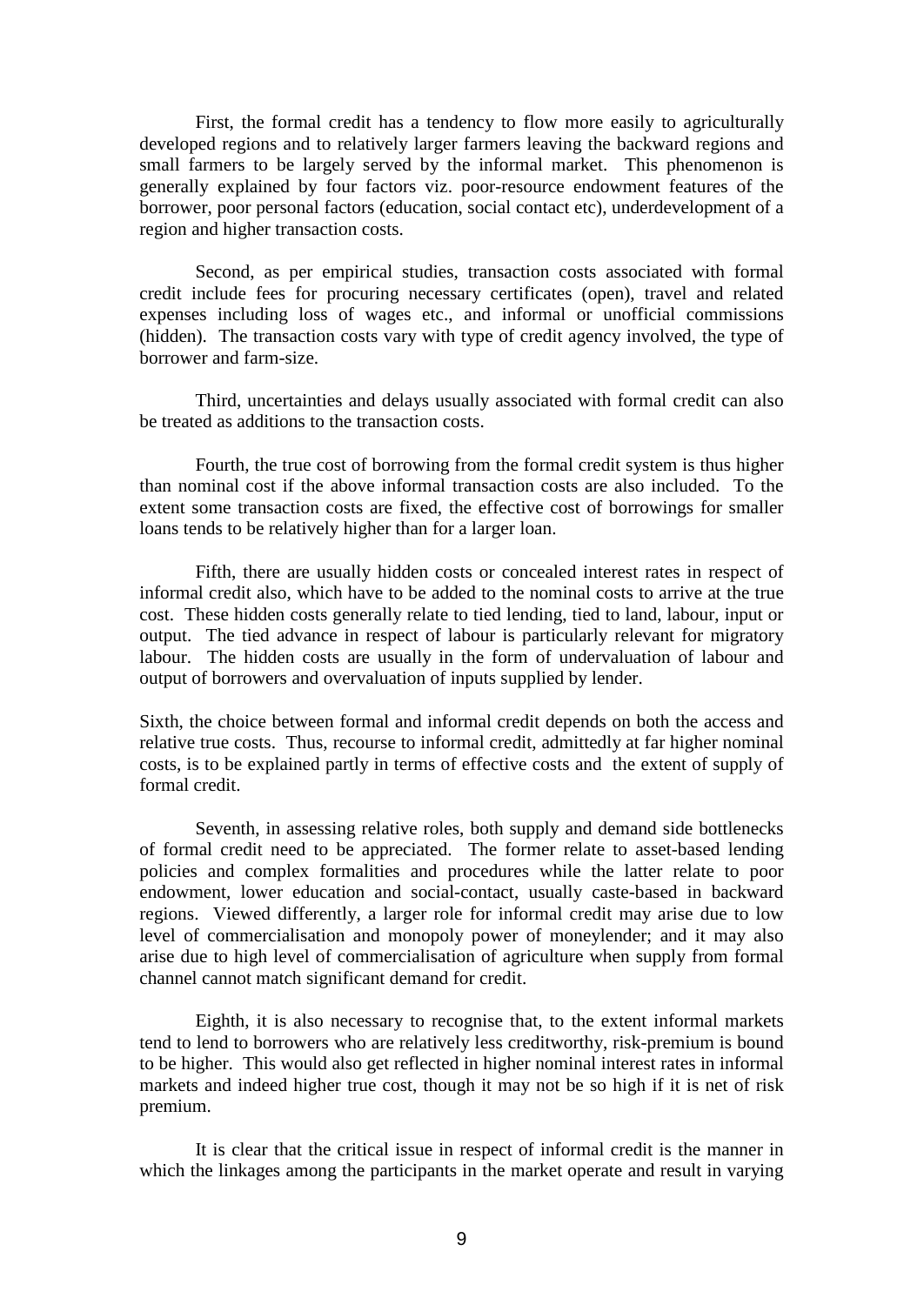First, the formal credit has a tendency to flow more easily to agriculturally developed regions and to relatively larger farmers leaving the backward regions and small farmers to be largely served by the informal market. This phenomenon is generally explained by four factors viz. poor-resource endowment features of the borrower, poor personal factors (education, social contact etc), underdevelopment of a region and higher transaction costs.

Second, as per empirical studies, transaction costs associated with formal credit include fees for procuring necessary certificates (open), travel and related expenses including loss of wages etc., and informal or unofficial commissions (hidden). The transaction costs vary with type of credit agency involved, the type of borrower and farm-size.

Third, uncertainties and delays usually associated with formal credit can also be treated as additions to the transaction costs.

Fourth, the true cost of borrowing from the formal credit system is thus higher than nominal cost if the above informal transaction costs are also included. To the extent some transaction costs are fixed, the effective cost of borrowings for smaller loans tends to be relatively higher than for a larger loan.

Fifth, there are usually hidden costs or concealed interest rates in respect of informal credit also, which have to be added to the nominal costs to arrive at the true cost. These hidden costs generally relate to tied lending, tied to land, labour, input or output. The tied advance in respect of labour is particularly relevant for migratory labour. The hidden costs are usually in the form of undervaluation of labour and output of borrowers and overvaluation of inputs supplied by lender.

Sixth, the choice between formal and informal credit depends on both the access and relative true costs. Thus, recourse to informal credit, admittedly at far higher nominal costs, is to be explained partly in terms of effective costs and the extent of supply of formal credit.

Seventh, in assessing relative roles, both supply and demand side bottlenecks of formal credit need to be appreciated. The former relate to asset-based lending policies and complex formalities and procedures while the latter relate to poor endowment, lower education and social-contact, usually caste-based in backward regions. Viewed differently, a larger role for informal credit may arise due to low level of commercialisation and monopoly power of moneylender; and it may also arise due to high level of commercialisation of agriculture when supply from formal channel cannot match significant demand for credit.

Eighth, it is also necessary to recognise that, to the extent informal markets tend to lend to borrowers who are relatively less creditworthy, risk-premium is bound to be higher. This would also get reflected in higher nominal interest rates in informal markets and indeed higher true cost, though it may not be so high if it is net of risk premium.

It is clear that the critical issue in respect of informal credit is the manner in which the linkages among the participants in the market operate and result in varying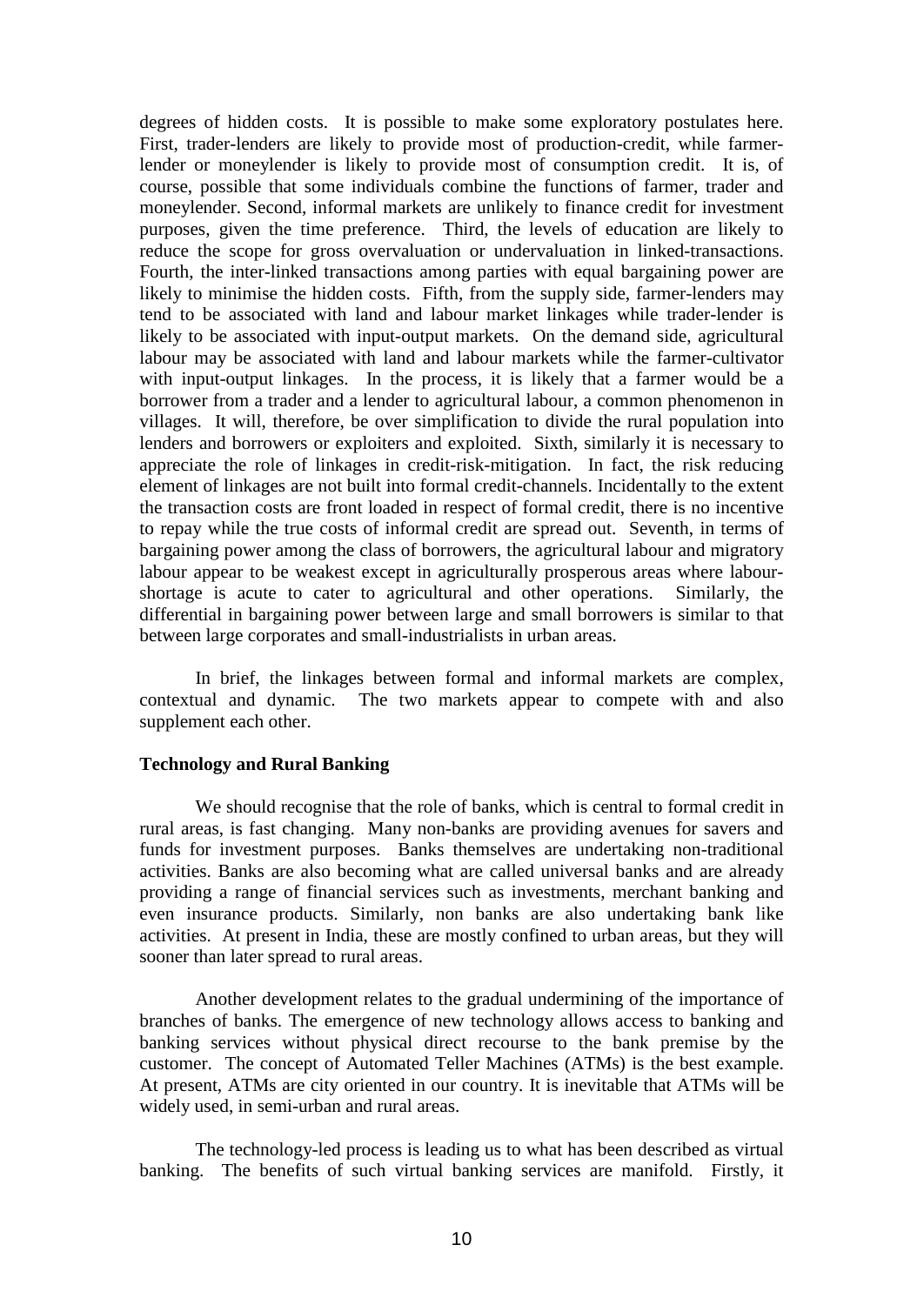degrees of hidden costs. It is possible to make some exploratory postulates here. First, trader-lenders are likely to provide most of production-credit, while farmer-lender or moneylender is likely to provide most of consumption credit. It is, of course, possible that some individuals combine the functions of farmer, trader and moneylender. Second, informal markets are unlikely to finance credit for investment purposes, given the time preference. Third, the levels of education are likely to reduce the scope for gross overvaluation or undervaluation in linked-transactions. Fourth, the inter-linked transactions among parties with equal bargaining power are likely to minimise the hidden costs. Fifth, from the supply side, farmer-lenders may tend to be associated with land and labour market linkages while trader-lender is likely to be associated with input-output markets. On the demand side, agricultural labour may be associated with land and labour markets while the farmer-cultivator with input-output linkages. In the process, it is likely that a farmer would be a borrower from a trader and a lender to agricultural labour, a common phenomenon in villages. It will, therefore, be over simplification to divide the rural population into lenders and borrowers or exploiters and exploited. Sixth, similarly it is necessary to appreciate the role of linkages in credit-risk-mitigation. In fact, the risk reducing element of linkages are not built into formal credit-channels. Incidentally to the extent the transaction costs are front loaded in respect of formal credit, there is no incentive to repay while the true costs of informal credit are spread out. Seventh, in terms of bargaining power among the class of borrowers, the agricultural labour and migratory labour appear to be weakest except in agriculturally prosperous areas where labour-shortage is acute to cater to agricultural and other operations. Similarly, the differential in bargaining power between large and small borrowers is similar to that between large corporates and small-industrialists in urban areas.

In brief, the linkages between formal and informal markets are complex, contextual and dynamic. The two markets appear to compete with and also supplement each other.

**Technology and Rural Banking**

We should recognise that the role of banks, which is central to formal credit in rural areas, is fast changing. Many non-banks are providing avenues for savers and funds for investment purposes. Banks themselves are undertaking non-traditional activities. Banks are also becoming what are called universal banks and are already providing a range of financial services such as investments, merchant banking and even insurance products. Similarly, non banks are also undertaking bank like activities. At present in India, these are mostly confined to urban areas, but they will sooner than later spread to rural areas.

Another development relates to the gradual undermining of the importance of branches of banks. The emergence of new technology allows access to banking and banking services without physical direct recourse to the bank premise by the customer. The concept of Automated Teller Machines (ATMs) is the best example. At present, ATMs are city oriented in our country. It is inevitable that ATMs will be widely used, in semi-urban and rural areas.

The technology-led process is leading us to what has been described as virtual banking. The benefits of such virtual banking services are manifold. Firstly, it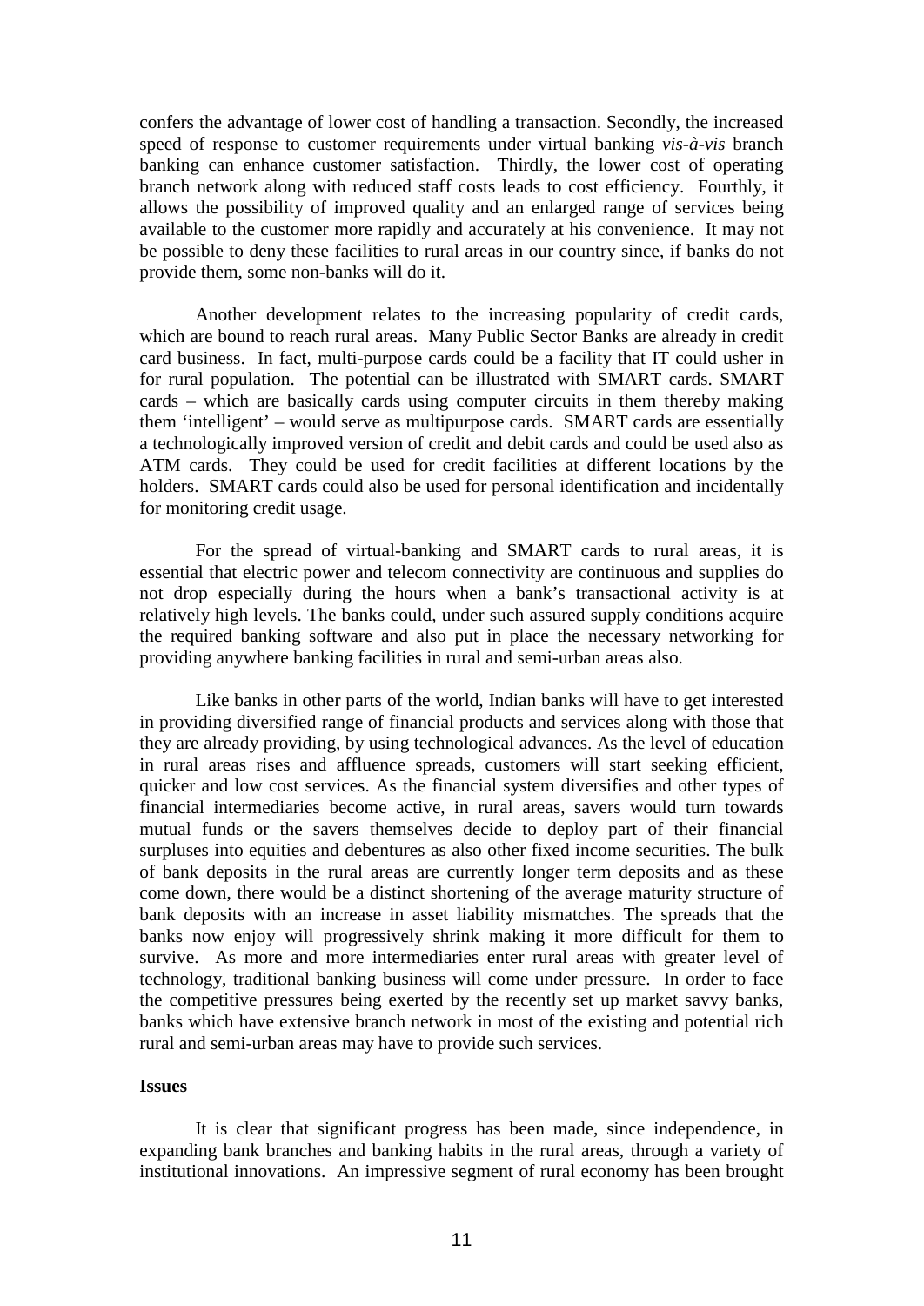confers the advantage of lower cost of handling a transaction. Secondly, the increased speed of response to customer requirements under virtual banking *vis-à-vis* branch banking can enhance customer satisfaction. Thirdly, the lower cost of operating branch network along with reduced staff costs leads to cost efficiency. Fourthly, it allows the possibility of improved quality and an enlarged range of services being available to the customer more rapidly and accurately at his convenience. It may not be possible to deny these facilities to rural areas in our country since, if banks do not provide them, some non-banks will do it.

Another development relates to the increasing popularity of credit cards, which are bound to reach rural areas. Many Public Sector Banks are already in credit card business. In fact, multi-purpose cards could be a facility that IT could usher in for rural population. The potential can be illustrated with SMART cards. SMART cards – which are basically cards using computer circuits in them thereby making them 'intelligent' – would serve as multipurpose cards. SMART cards are essentially a technologically improved version of credit and debit cards and could be used also as ATM cards. They could be used for credit facilities at different locations by the holders. SMART cards could also be used for personal identification and incidentally for monitoring credit usage.

For the spread of virtual-banking and SMART cards to rural areas, it is essential that electric power and telecom connectivity are continuous and supplies do not drop especially during the hours when a bank's transactional activity is at relatively high levels. The banks could, under such assured supply conditions acquire the required banking software and also put in place the necessary networking for providing anywhere banking facilities in rural and semi-urban areas also.

Like banks in other parts of the world, Indian banks will have to get interested in providing diversified range of financial products and services along with those that they are already providing, by using technological advances. As the level of education in rural areas rises and affluence spreads, customers will start seeking efficient, quicker and low cost services. As the financial system diversifies and other types of financial intermediaries become active, in rural areas, savers would turn towards mutual funds or the savers themselves decide to deploy part of their financial surpluses into equities and debentures as also other fixed income securities. The bulk of bank deposits in the rural areas are currently longer term deposits and as these come down, there would be a distinct shortening of the average maturity structure of bank deposits with an increase in asset liability mismatches. The spreads that the banks now enjoy will progressively shrink making it more difficult for them to survive. As more and more intermediaries enter rural areas with greater level of technology, traditional banking business will come under pressure. In order to face the competitive pressures being exerted by the recently set up market savvy banks, banks which have extensive branch network in most of the existing and potential rich rural and semi-urban areas may have to provide such services.

**Issues**

It is clear that significant progress has been made, since independence, in expanding bank branches and banking habits in the rural areas, through a variety of institutional innovations. An impressive segment of rural economy has been brought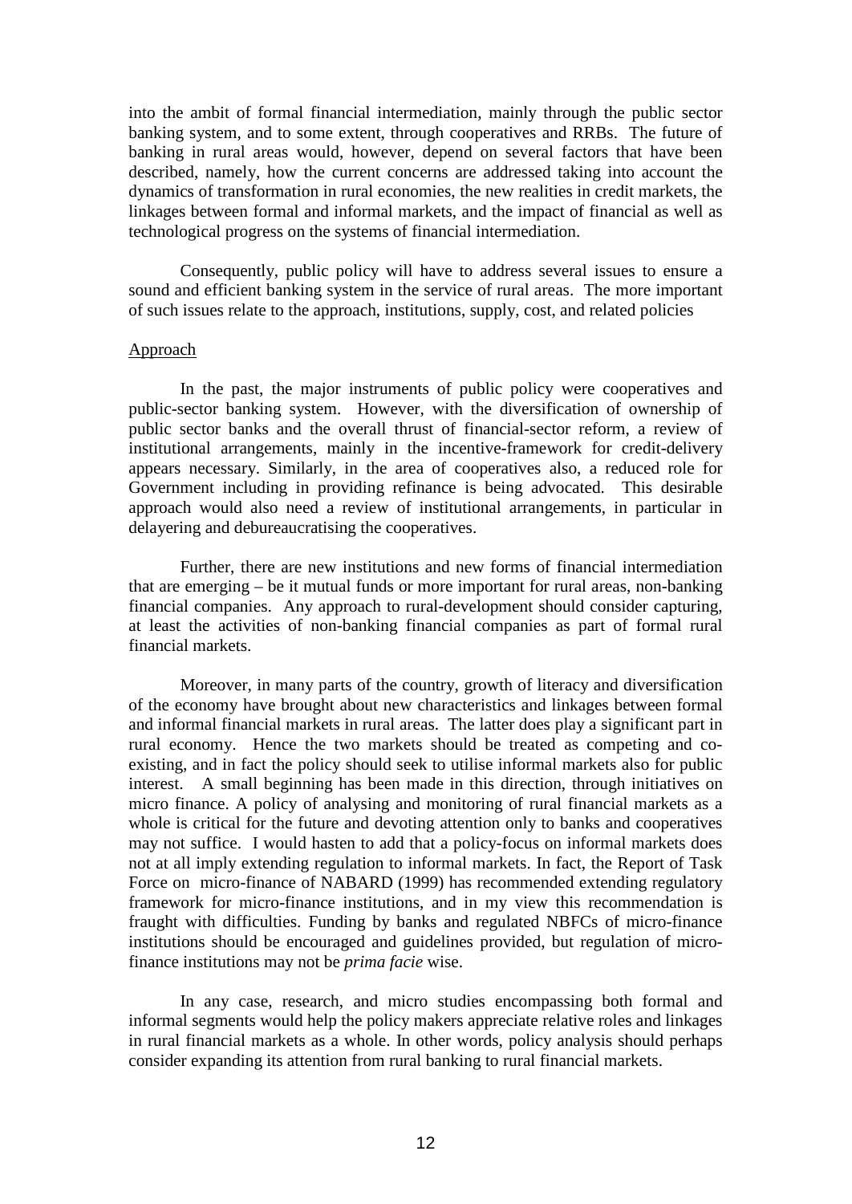into the ambit of formal financial intermediation, mainly through the public sector banking system, and to some extent, through cooperatives and RRBs. The future of banking in rural areas would, however, depend on several factors that have been described, namely, how the current concerns are addressed taking into account the dynamics of transformation in rural economies, the new realities in credit markets, the linkages between formal and informal markets, and the impact of financial as well as technological progress on the systems of financial intermediation.

Consequently, public policy will have to address several issues to ensure a sound and efficient banking system in the service of rural areas. The more important of such issues relate to the approach, institutions, supply, cost, and related policies

Approach

In the past, the major instruments of public policy were cooperatives and public-sector banking system. However, with the diversification of ownership of public sector banks and the overall thrust of financial-sector reform, a review of institutional arrangements, mainly in the incentive-framework for credit-delivery appears necessary. Similarly, in the area of cooperatives also, a reduced role for Government including in providing refinance is being advocated. This desirable approach would also need a review of institutional arrangements, in particular in delayering and debureaucratising the cooperatives.

Further, there are new institutions and new forms of financial intermediation that are emerging – be it mutual funds or more important for rural areas, non-banking financial companies. Any approach to rural-development should consider capturing, at least the activities of non-banking financial companies as part of formal rural financial markets.

Moreover, in many parts of the country, growth of literacy and diversification of the economy have brought about new characteristics and linkages between formal and informal financial markets in rural areas. The latter does play a significant part in rural economy. Hence the two markets should be treated as competing and co-existing, and in fact the policy should seek to utilise informal markets also for public interest. A small beginning has been made in this direction, through initiatives on micro finance. A policy of analysing and monitoring of rural financial markets as a whole is critical for the future and devoting attention only to banks and cooperatives may not suffice. I would hasten to add that a policy-focus on informal markets does not at all imply extending regulation to informal markets. In fact, the Report of Task Force on micro-finance of NABARD (1999) has recommended extending regulatory framework for micro-finance institutions, and in my view this recommendation is fraught with difficulties. Funding by banks and regulated NBFCs of micro-finance institutions should be encouraged and guidelines provided, but regulation of micro-finance institutions may not be *prima facie* wise.

In any case, research, and micro studies encompassing both formal and informal segments would help the policy makers appreciate relative roles and linkages in rural financial markets as a whole. In other words, policy analysis should perhaps consider expanding its attention from rural banking to rural financial markets.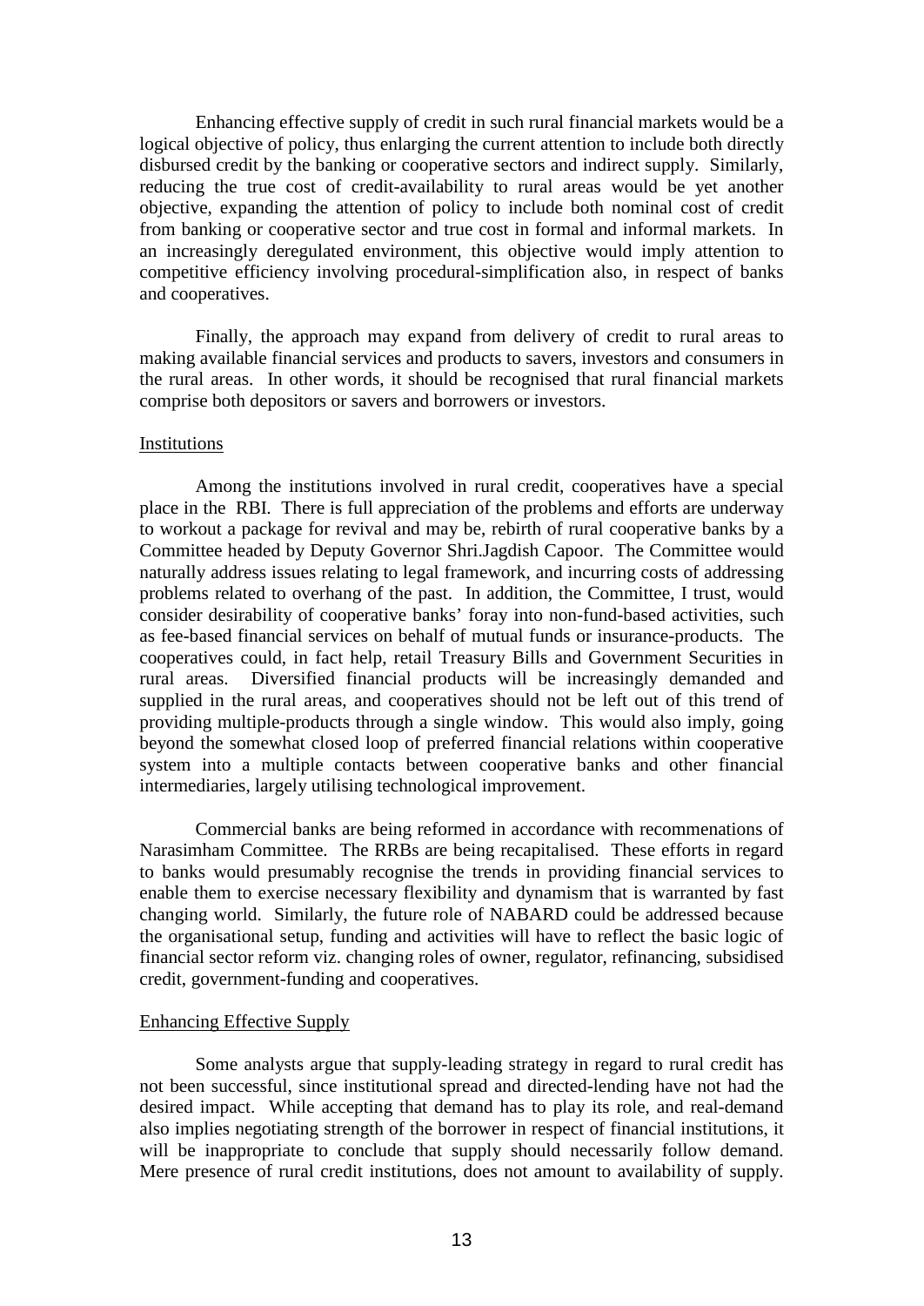Enhancing effective supply of credit in such rural financial markets would be a logical objective of policy, thus enlarging the current attention to include both directly disbursed credit by the banking or cooperative sectors and indirect supply. Similarly, reducing the true cost of credit-availability to rural areas would be yet another objective, expanding the attention of policy to include both nominal cost of credit from banking or cooperative sector and true cost in formal and informal markets. In an increasingly deregulated environment, this objective would imply attention to competitive efficiency involving procedural-simplification also, in respect of banks and cooperatives.

Finally, the approach may expand from delivery of credit to rural areas to making available financial services and products to savers, investors and consumers in the rural areas. In other words, it should be recognised that rural financial markets comprise both depositors or savers and borrowers or investors.

## Institutions

Among the institutions involved in rural credit, cooperatives have a special place in the RBI. There is full appreciation of the problems and efforts are underway to workout a package for revival and may be, rebirth of rural cooperative banks by a Committee headed by Deputy Governor Shri.Jagdish Capoor. The Committee would naturally address issues relating to legal framework, and incurring costs of addressing problems related to overhang of the past. In addition, the Committee, I trust, would consider desirability of cooperative banks' foray into non-fund-based activities, such as fee-based financial services on behalf of mutual funds or insurance-products. The cooperatives could, in fact help, retail Treasury Bills and Government Securities in rural areas. Diversified financial products will be increasingly demanded and supplied in the rural areas, and cooperatives should not be left out of this trend of providing multiple-products through a single window. This would also imply, going beyond the somewhat closed loop of preferred financial relations within cooperative system into a multiple contacts between cooperative banks and other financial intermediaries, largely utilising technological improvement.

Commercial banks are being reformed in accordance with recommenations of Narasimham Committee. The RRBs are being recapitalised. These efforts in regard to banks would presumably recognise the trends in providing financial services to enable them to exercise necessary flexibility and dynamism that is warranted by fast changing world. Similarly, the future role of NABARD could be addressed because the organisational setup, funding and activities will have to reflect the basic logic of financial sector reform viz. changing roles of owner, regulator, refinancing, subsidised credit, government-funding and cooperatives.

## Enhancing Effective Supply

Some analysts argue that supply-leading strategy in regard to rural credit has not been successful, since institutional spread and directed-lending have not had the desired impact. While accepting that demand has to play its role, and real-demand also implies negotiating strength of the borrower in respect of financial institutions, it will be inappropriate to conclude that supply should necessarily follow demand. Mere presence of rural credit institutions, does not amount to availability of supply.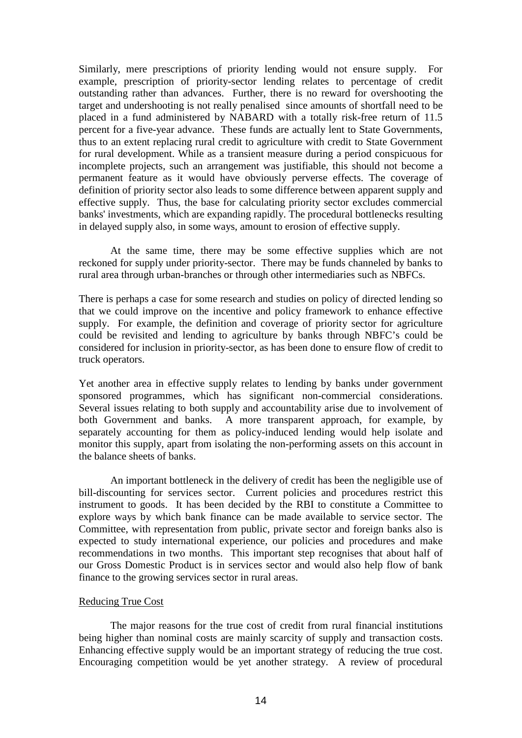Similarly, mere prescriptions of priority lending would not ensure supply. For example, prescription of priority-sector lending relates to percentage of credit outstanding rather than advances. Further, there is no reward for overshooting the target and undershooting is not really penalised since amounts of shortfall need to be placed in a fund administered by NABARD with a totally risk-free return of 11.5 percent for a five-year advance. These funds are actually lent to State Governments, thus to an extent replacing rural credit to agriculture with credit to State Government for rural development. While as a transient measure during a period conspicuous for incomplete projects, such an arrangement was justifiable, this should not become a permanent feature as it would have obviously perverse effects. The coverage of definition of priority sector also leads to some difference between apparent supply and effective supply. Thus, the base for calculating priority sector excludes commercial banks' investments, which are expanding rapidly. The procedural bottlenecks resulting in delayed supply also, in some ways, amount to erosion of effective supply.

At the same time, there may be some effective supplies which are not reckoned for supply under priority-sector. There may be funds channeled by banks to rural area through urban-branches or through other intermediaries such as NBFCs.

There is perhaps a case for some research and studies on policy of directed lending so that we could improve on the incentive and policy framework to enhance effective supply. For example, the definition and coverage of priority sector for agriculture could be revisited and lending to agriculture by banks through NBFC's could be considered for inclusion in priority-sector, as has been done to ensure flow of credit to truck operators.

Yet another area in effective supply relates to lending by banks under government sponsored programmes, which has significant non-commercial considerations. Several issues relating to both supply and accountability arise due to involvement of both Government and banks. A more transparent approach, for example, by separately accounting for them as policy-induced lending would help isolate and monitor this supply, apart from isolating the non-performing assets on this account in the balance sheets of banks.

An important bottleneck in the delivery of credit has been the negligible use of bill-discounting for services sector. Current policies and procedures restrict this instrument to goods. It has been decided by the RBI to constitute a Committee to explore ways by which bank finance can be made available to service sector. The Committee, with representation from public, private sector and foreign banks also is expected to study international experience, our policies and procedures and make recommendations in two months. This important step recognises that about half of our Gross Domestic Product is in services sector and would also help flow of bank finance to the growing services sector in rural areas.

## Reducing True Cost

The major reasons for the true cost of credit from rural financial institutions being higher than nominal costs are mainly scarcity of supply and transaction costs. Enhancing effective supply would be an important strategy of reducing the true cost. Encouraging competition would be yet another strategy. A review of procedural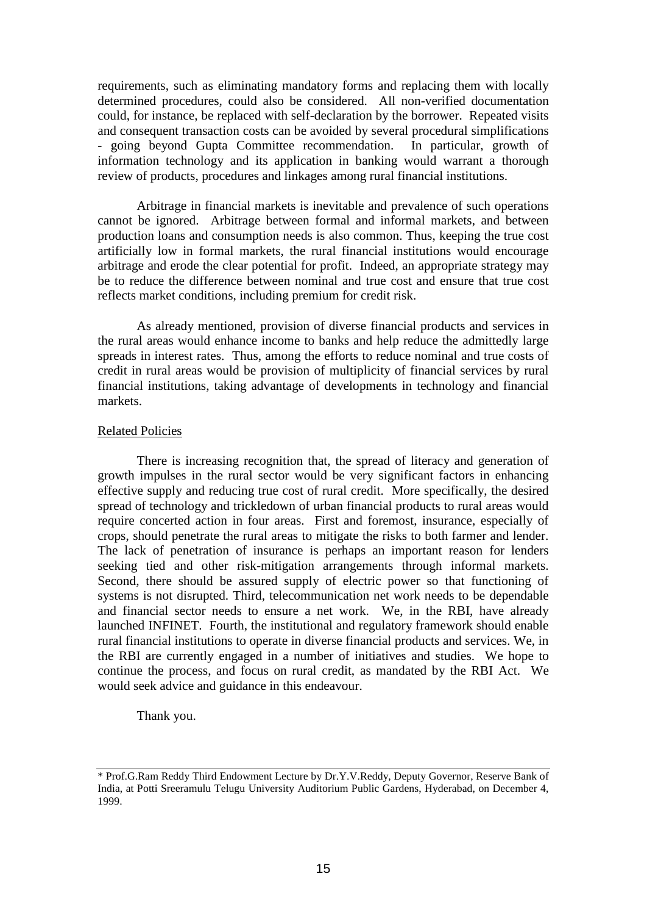requirements, such as eliminating mandatory forms and replacing them with locally determined procedures, could also be considered. All non-verified documentation could, for instance, be replaced with self-declaration by the borrower. Repeated visits and consequent transaction costs can be avoided by several procedural simplifications - going beyond Gupta Committee recommendation. In particular, growth of information technology and its application in banking would warrant a thorough review of products, procedures and linkages among rural financial institutions.

Arbitrage in financial markets is inevitable and prevalence of such operations cannot be ignored. Arbitrage between formal and informal markets, and between production loans and consumption needs is also common. Thus, keeping the true cost artificially low in formal markets, the rural financial institutions would encourage arbitrage and erode the clear potential for profit. Indeed, an appropriate strategy may be to reduce the difference between nominal and true cost and ensure that true cost reflects market conditions, including premium for credit risk.

As already mentioned, provision of diverse financial products and services in the rural areas would enhance income to banks and help reduce the admittedly large spreads in interest rates. Thus, among the efforts to reduce nominal and true costs of credit in rural areas would be provision of multiplicity of financial services by rural financial institutions, taking advantage of developments in technology and financial markets.

Related Policies

There is increasing recognition that, the spread of literacy and generation of growth impulses in the rural sector would be very significant factors in enhancing effective supply and reducing true cost of rural credit. More specifically, the desired spread of technology and trickledown of urban financial products to rural areas would require concerted action in four areas. First and foremost, insurance, especially of crops, should penetrate the rural areas to mitigate the risks to both farmer and lender. The lack of penetration of insurance is perhaps an important reason for lenders seeking tied and other risk-mitigation arrangements through informal markets. Second, there should be assured supply of electric power so that functioning of systems is not disrupted. Third, telecommunication net work needs to be dependable and financial sector needs to ensure a net work. We, in the RBI, have already launched INFINET. Fourth, the institutional and regulatory framework should enable rural financial institutions to operate in diverse financial products and services. We, in the RBI are currently engaged in a number of initiatives and studies. We hope to continue the process, and focus on rural credit, as mandated by the RBI Act. We would seek advice and guidance in this endeavour.

Thank you.

---

\* Prof.G.Ram Reddy Third Endowment Lecture by Dr.Y.V.Reddy, Deputy Governor, Reserve Bank of India, at Potti Sreeramulu Telugu University Auditorium Public Gardens, Hyderabad, on December 4, 1999.